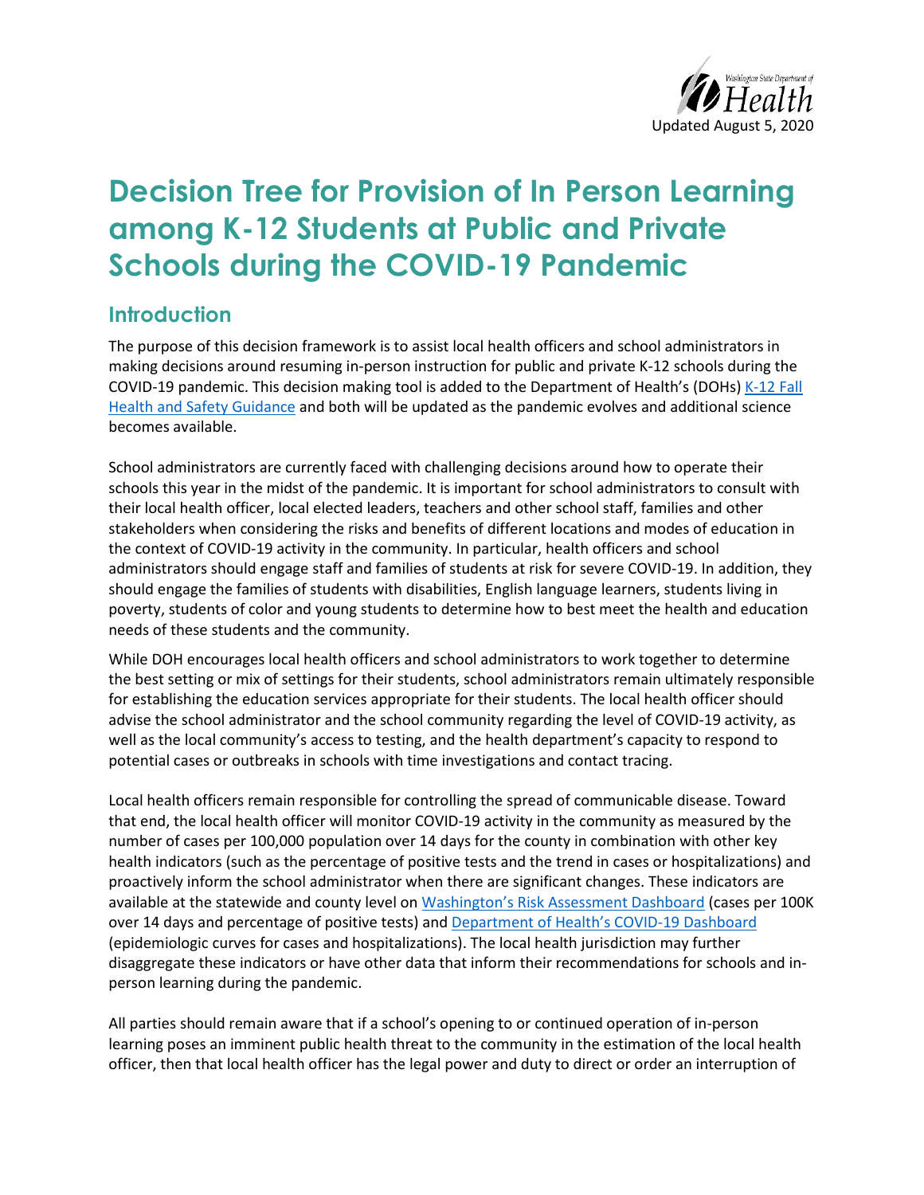Updated August 5, 2020

# Decision Tree for Provision of In Person Learning among K-12 Students at Public and Private Schools during the COVID-19 Pandemic

## Introduction

The purpose of this decision framework is to assist local health officers and school administrators in making decisions around resuming in-person instruction for public and private K-12 schools during the COVID-19 pandemic. This decision making tool is added to the Department of Health's (DOHs) K-12 Fall Health and Safety Guidance and both will be updated as the pandemic evolves and additional science becomes available.

School administrators are currently faced with challenging decisions around how to operate their schools this year in the midst of the pandemic. It is important for school administrators to consult with their local health officer, local elected leaders, teachers and other school staff, families and other stakeholders when considering the risks and benefits of different locations and modes of education in the context of COVID-19 activity in the community. In particular, health officers and school administrators should engage staff and families of students at risk for severe COVID-19. In addition, they should engage the families of students with disabilities, English language learners, students living in poverty, students of color and young students to determine how to best meet the health and education needs of these students and the community.

While DOH encourages local health officers and school administrators to work together to determine the best setting or mix of settings for their students, school administrators remain ultimately responsible for establishing the education services appropriate for their students. The local health officer should advise the school administrator and the school community regarding the level of COVID-19 activity, as well as the local community's access to testing, and the health department's capacity to respond to potential cases or outbreaks in schools with time investigations and contact tracing.

Local health officers remain responsible for controlling the spread of communicable disease. Toward that end, the local health officer will monitor COVID-19 activity in the community as measured by the number of cases per 100,000 population over 14 days for the county in combination with other key health indicators (such as the percentage of positive tests and the trend in cases or hospitalizations) and proactively inform the school administrator when there are significant changes. These indicators are available at the statewide and county level on Washington's Risk Assessment Dashboard (cases per 100K over 14 days and percentage of positive tests) and Department of Health's COVID-19 Dashboard (epidemiologic curves for cases and hospitalizations). The local health jurisdiction may further disaggregate these indicators or have other data that inform their recommendations for schools and in-person learning during the pandemic.

All parties should remain aware that if a school's opening to or continued operation of in-person learning poses an imminent public health threat to the community in the estimation of the local health officer, then that local health officer has the legal power and duty to direct or order an interruption of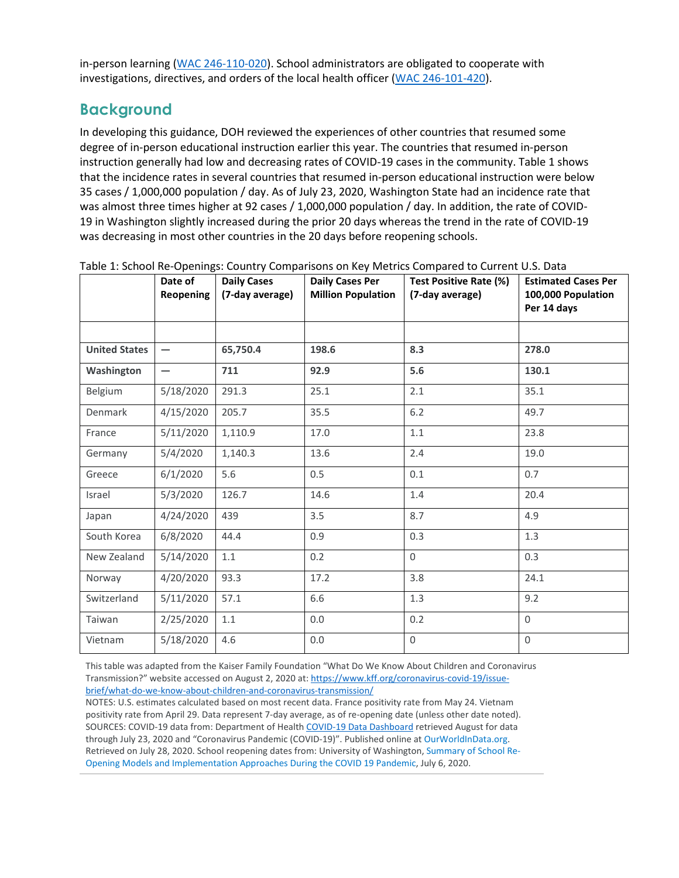in-person learning ([WAC 246-110-020](WAC 246-110-020)). School administrators are obligated to cooperate with investigations, directives, and orders of the local health officer ([WAC 246-101-420](WAC 246-101-420)).

## Background

In developing this guidance, DOH reviewed the experiences of other countries that resumed some degree of in-person educational instruction earlier this year. The countries that resumed in-person instruction generally had low and decreasing rates of COVID-19 cases in the community. Table 1 shows that the incidence rates in several countries that resumed in-person educational instruction were below 35 cases / 1,000,000 population / day. As of July 23, 2020, Washington State had an incidence rate that was almost three times higher at 92 cases / 1,000,000 population / day. In addition, the rate of COVID-19 in Washington slightly increased during the prior 20 days whereas the trend in the rate of COVID-19 was decreasing in most other countries in the 20 days before reopening schools.

Table 1: School Re-Openings: Country Comparisons on Key Metrics Compared to Current U.S. Data

| | Date of Reopening | Daily Cases (7-day average) | Daily Cases Per Million Population | Test Positive Rate (%) (7-day average) | Estimated Cases Per 100,000 Population Per 14 days |
|---|---|---|---|---|---|
| | | | | | |
| **United States** | **—** | **65,750.4** | **198.6** | **8.3** | **278.0** |
| **Washington** | **—** | **711** | **92.9** | **5.6** | **130.1** |
| Belgium | 5/18/2020 | 291.3 | 25.1 | 2.1 | 35.1 |
| Denmark | 4/15/2020 | 205.7 | 35.5 | 6.2 | 49.7 |
| France | 5/11/2020 | 1,110.9 | 17.0 | 1.1 | 23.8 |
| Germany | 5/4/2020 | 1,140.3 | 13.6 | 2.4 | 19.0 |
| Greece | 6/1/2020 | 5.6 | 0.5 | 0.1 | 0.7 |
| Israel | 5/3/2020 | 126.7 | 14.6 | 1.4 | 20.4 |
| Japan | 4/24/2020 | 439 | 3.5 | 8.7 | 4.9 |
| South Korea | 6/8/2020 | 44.4 | 0.9 | 0.3 | 1.3 |
| New Zealand | 5/14/2020 | 1.1 | 0.2 | 0 | 0.3 |
| Norway | 4/20/2020 | 93.3 | 17.2 | 3.8 | 24.1 |
| Switzerland | 5/11/2020 | 57.1 | 6.6 | 1.3 | 9.2 |
| Taiwan | 2/25/2020 | 1.1 | 0.0 | 0.2 | 0 |
| Vietnam | 5/18/2020 | 4.6 | 0.0 | 0 | 0 |

This table was adapted from the Kaiser Family Foundation "What Do We Know About Children and Coronavirus Transmission?" website accessed on August 2, 2020 at: https://www.kff.org/coronavirus-covid-19/issue-brief/what-do-we-know-about-children-and-coronavirus-transmission/
NOTES: U.S. estimates calculated based on most recent data. France positivity rate from May 24. Vietnam positivity rate from April 29. Data represent 7-day average, as of re-opening date (unless other date noted).
SOURCES: COVID-19 data from: Department of Health COVID-19 Data Dashboard retrieved August for data through July 23, 2020 and "Coronavirus Pandemic (COVID-19)". Published online at OurWorldInData.org. Retrieved on July 28, 2020. School reopening dates from: University of Washington, Summary of School Re-Opening Models and Implementation Approaches During the COVID 19 Pandemic, July 6, 2020.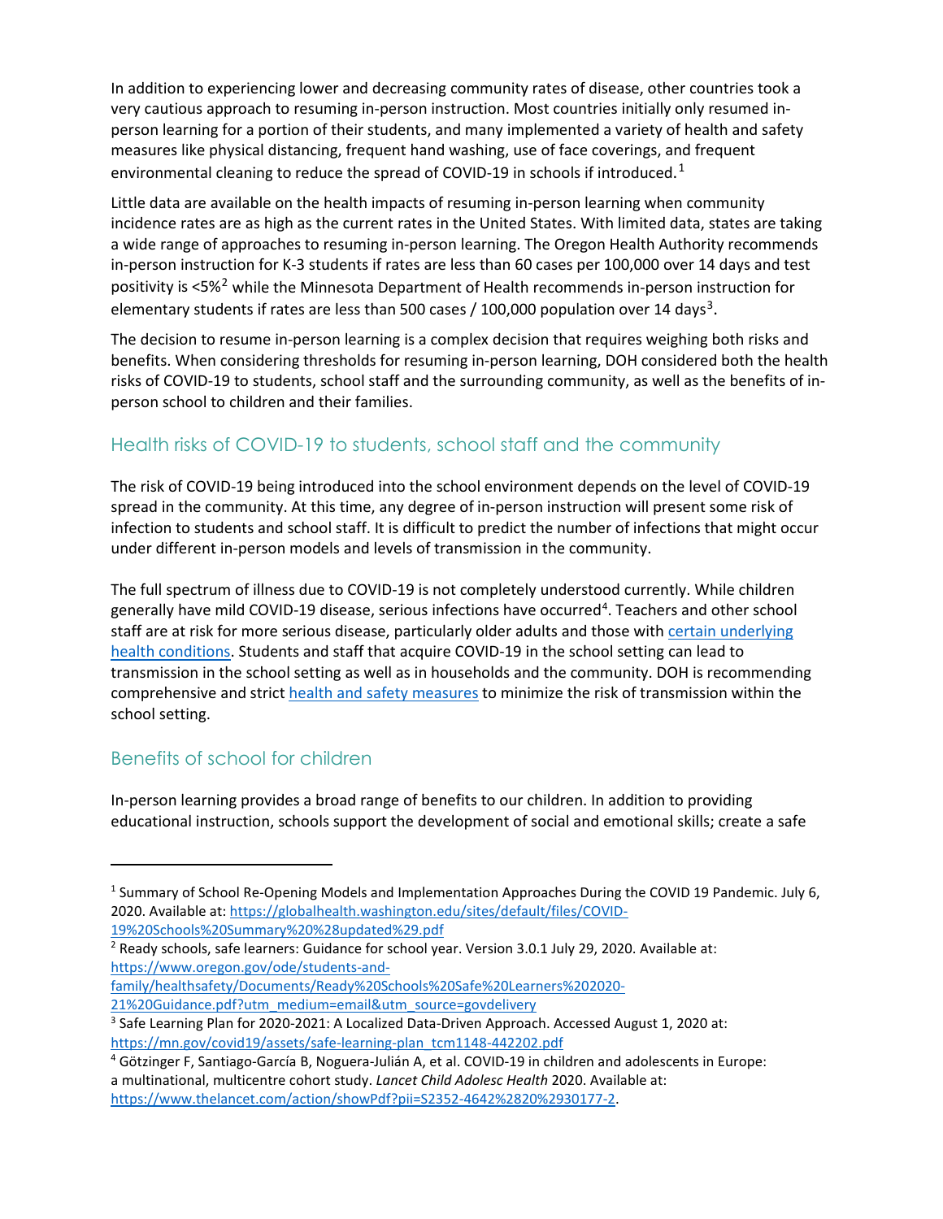In addition to experiencing lower and decreasing community rates of disease, other countries took a very cautious approach to resuming in-person instruction. Most countries initially only resumed in-person learning for a portion of their students, and many implemented a variety of health and safety measures like physical distancing, frequent hand washing, use of face coverings, and frequent environmental cleaning to reduce the spread of COVID-19 in schools if introduced.[1]

Little data are available on the health impacts of resuming in-person learning when community incidence rates are as high as the current rates in the United States. With limited data, states are taking a wide range of approaches to resuming in-person learning. The Oregon Health Authority recommends in-person instruction for K-3 students if rates are less than 60 cases per 100,000 over 14 days and test positivity is <5%[2] while the Minnesota Department of Health recommends in-person instruction for elementary students if rates are less than 500 cases / 100,000 population over 14 days[3].

The decision to resume in-person learning is a complex decision that requires weighing both risks and benefits. When considering thresholds for resuming in-person learning, DOH considered both the health risks of COVID-19 to students, school staff and the surrounding community, as well as the benefits of in-person school to children and their families.

## Health risks of COVID-19 to students, school staff and the community

The risk of COVID-19 being introduced into the school environment depends on the level of COVID-19 spread in the community. At this time, any degree of in-person instruction will present some risk of infection to students and school staff. It is difficult to predict the number of infections that might occur under different in-person models and levels of transmission in the community.

The full spectrum of illness due to COVID-19 is not completely understood currently. While children generally have mild COVID-19 disease, serious infections have occurred[4]. Teachers and other school staff are at risk for more serious disease, particularly older adults and those with certain underlying health conditions. Students and staff that acquire COVID-19 in the school setting can lead to transmission in the school setting as well as in households and the community. DOH is recommending comprehensive and strict health and safety measures to minimize the risk of transmission within the school setting.

## Benefits of school for children

In-person learning provides a broad range of benefits to our children. In addition to providing educational instruction, schools support the development of social and emotional skills; create a safe

---

[1] Summary of School Re-Opening Models and Implementation Approaches During the COVID 19 Pandemic. July 6, 2020. Available at: https://globalhealth.washington.edu/sites/default/files/COVID-19%20Schools%20Summary%20%28updated%29.pdf

[2] Ready schools, safe learners: Guidance for school year. Version 3.0.1 July 29, 2020. Available at: https://www.oregon.gov/ode/students-and-family/healthsafety/Documents/Ready%20Schools%20Safe%20Learners%202020-21%20Guidance.pdf?utm_medium=email&utm_source=govdelivery

[3] Safe Learning Plan for 2020-2021: A Localized Data-Driven Approach. Accessed August 1, 2020 at: https://mn.gov/covid19/assets/safe-learning-plan_tcm1148-442202.pdf

[4] Götzinger F, Santiago-García B, Noguera-Julián A, et al. COVID-19 in children and adolescents in Europe: a multinational, multicentre cohort study. *Lancet Child Adolesc Health* 2020. Available at: https://www.thelancet.com/action/showPdf?pii=S2352-4642%2820%2930177-2.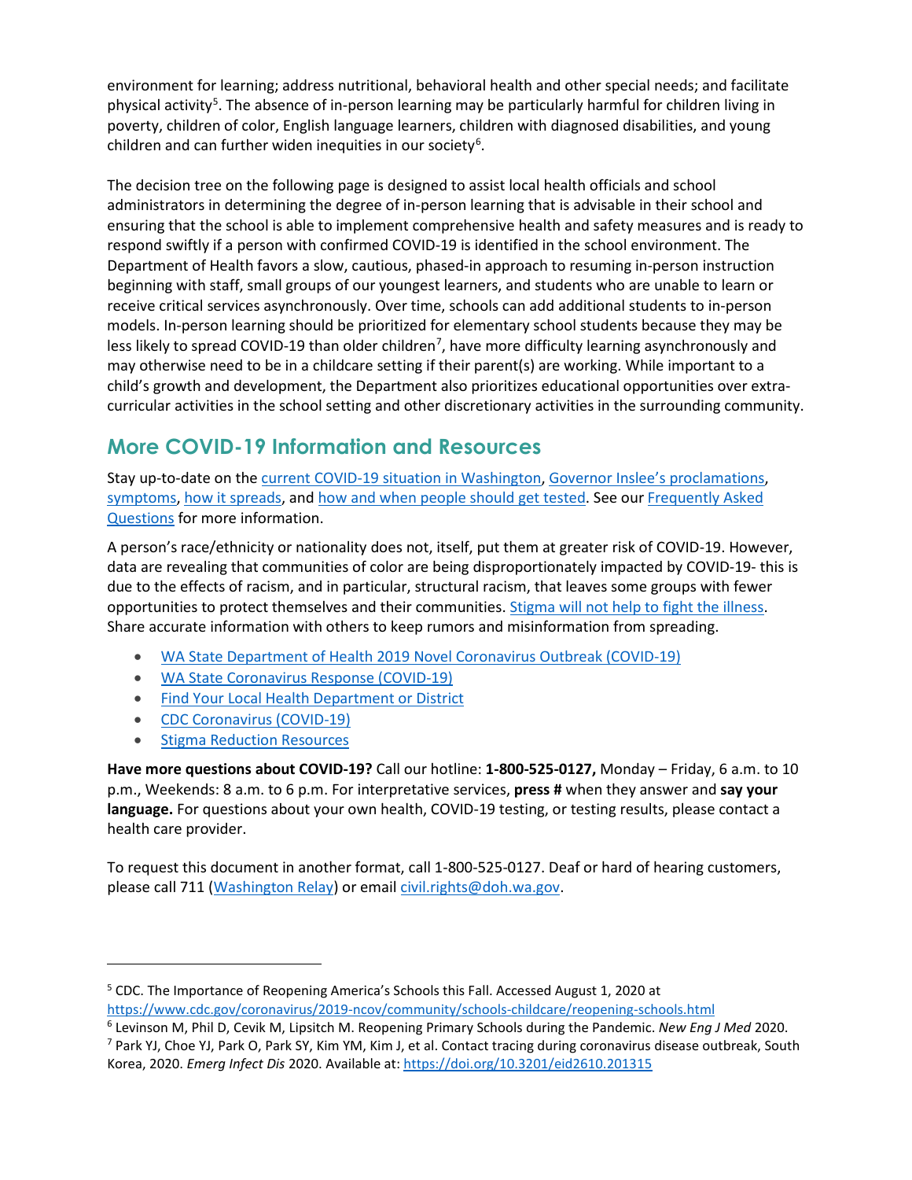environment for learning; address nutritional, behavioral health and other special needs; and facilitate physical activity[5]. The absence of in-person learning may be particularly harmful for children living in poverty, children of color, English language learners, children with diagnosed disabilities, and young children and can further widen inequities in our society[6].

The decision tree on the following page is designed to assist local health officials and school administrators in determining the degree of in-person learning that is advisable in their school and ensuring that the school is able to implement comprehensive health and safety measures and is ready to respond swiftly if a person with confirmed COVID-19 is identified in the school environment. The Department of Health favors a slow, cautious, phased-in approach to resuming in-person instruction beginning with staff, small groups of our youngest learners, and students who are unable to learn or receive critical services asynchronously. Over time, schools can add additional students to in-person models. In-person learning should be prioritized for elementary school students because they may be less likely to spread COVID-19 than older children[7], have more difficulty learning asynchronously and may otherwise need to be in a childcare setting if their parent(s) are working. While important to a child's growth and development, the Department also prioritizes educational opportunities over extra-curricular activities in the school setting and other discretionary activities in the surrounding community.

## More COVID-19 Information and Resources

Stay up-to-date on the current COVID-19 situation in Washington, Governor Inslee's proclamations, symptoms, how it spreads, and how and when people should get tested. See our Frequently Asked Questions for more information.

A person's race/ethnicity or nationality does not, itself, put them at greater risk of COVID-19. However, data are revealing that communities of color are being disproportionately impacted by COVID-19- this is due to the effects of racism, and in particular, structural racism, that leaves some groups with fewer opportunities to protect themselves and their communities. Stigma will not help to fight the illness. Share accurate information with others to keep rumors and misinformation from spreading.

- WA State Department of Health 2019 Novel Coronavirus Outbreak (COVID-19)
- WA State Coronavirus Response (COVID-19)
- Find Your Local Health Department or District
- CDC Coronavirus (COVID-19)
- Stigma Reduction Resources

**Have more questions about COVID-19?** Call our hotline: **1-800-525-0127,** Monday – Friday, 6 a.m. to 10 p.m., Weekends: 8 a.m. to 6 p.m. For interpretative services, **press #** when they answer and **say your language.** For questions about your own health, COVID-19 testing, or testing results, please contact a health care provider.

To request this document in another format, call 1-800-525-0127. Deaf or hard of hearing customers, please call 711 (Washington Relay) or email civil.rights@doh.wa.gov.

---

[5] CDC. The Importance of Reopening America's Schools this Fall. Accessed August 1, 2020 at https://www.cdc.gov/coronavirus/2019-ncov/community/schools-childcare/reopening-schools.html

[6] Levinson M, Phil D, Cevik M, Lipsitch M. Reopening Primary Schools during the Pandemic. *New Eng J Med* 2020.

[7] Park YJ, Choe YJ, Park O, Park SY, Kim YM, Kim J, et al. Contact tracing during coronavirus disease outbreak, South Korea, 2020. *Emerg Infect Dis* 2020. Available at: https://doi.org/10.3201/eid2610.201315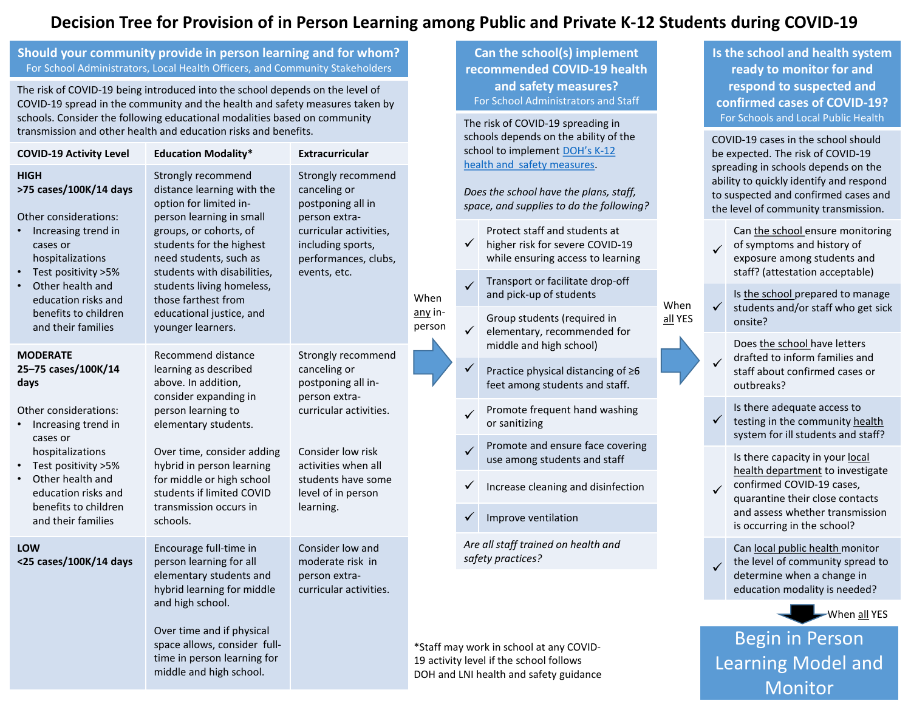# Decision Tree for Provision of in Person Learning among Public and Private K-12 Students during COVID-19

## Should your community provide in person learning and for whom?

For School Administrators, Local Health Officers, and Community Stakeholders

The risk of COVID-19 being introduced into the school depends on the level of COVID-19 spread in the community and the health and safety measures taken by schools. Consider the following educational modalities based on community transmission and other health and education risks and benefits.

| COVID-19 Activity Level | Education Modality* | Extracurricular |
|---|---|---|
| **HIGH** **>75 cases/100K/14 days** <br><br> Other considerations: <br> • Increasing trend in cases or hospitalizations <br> • Test positivity >5% <br> • Other health and education risks and benefits to children and their families | Strongly recommend distance learning with the option for limited in-person learning in small groups, or cohorts, of students for the highest need students, such as students with disabilities, students living homeless, those farthest from educational justice, and younger learners. | Strongly recommend canceling or postponing all in person extra-curricular activities, including sports, performances, clubs, events, etc. |
| **MODERATE** **25–75 cases/100K/14 days** <br><br> Other considerations: <br> • Increasing trend in cases or hospitalizations <br> • Test positivity >5% <br> • Other health and education risks and benefits to children and their families | Recommend distance learning as described above. In addition, consider expanding in person learning to elementary students. <br><br> Over time, consider adding hybrid in person learning for middle or high school students if limited COVID transmission occurs in schools. | Strongly recommend canceling or postponing all in-person extra-curricular activities. <br><br> Consider low risk activities when all students have some level of in person learning. |
| **LOW** **<25 cases/100K/14 days** | Encourage full-time in person learning for all elementary students and hybrid learning for middle and high school. <br><br> Over time and if physical space allows, consider full-time in person learning for middle and high school. | Consider low and moderate risk in person extra-curricular activities. |

*Staff may work in school at any COVID-19 activity level if the school follows DOH and LNI health and safety guidance

When any in-person →

## Can the school(s) implement recommended COVID-19 health and safety measures?

For School Administrators and Staff

The risk of COVID-19 spreading in schools depends on the ability of the school to implement DOH's K-12 health and safety measures.

*Does the school have the plans, staff, space, and supplies to do the following?*

- ✓ Protect staff and students at higher risk for severe COVID-19 while ensuring access to learning
- ✓ Transport or facilitate drop-off and pick-up of students
- ✓ Group students (required in elementary, recommended for middle and high school)
- ✓ Practice physical distancing of ≥6 feet among students and staff.
- ✓ Promote frequent hand washing or sanitizing
- ✓ Promote and ensure face covering use among students and staff
- ✓ Increase cleaning and disinfection
- ✓ Improve ventilation

*Are all staff trained on health and safety practices?*

When all YES →

## Is the school and health system ready to monitor for and respond to suspected and confirmed cases of COVID-19?

For Schools and Local Public Health

COVID-19 cases in the school should be expected. The risk of COVID-19 spreading in schools depends on the ability to quickly identify and respond to suspected and confirmed cases and the level of community transmission.

- ✓ Can the school ensure monitoring of symptoms and history of exposure among students and staff? (attestation acceptable)
- ✓ Is the school prepared to manage students and/or staff who get sick onsite?
- ✓ Does the school have letters drafted to inform families and staff about confirmed cases or outbreaks?
- ✓ Is there adequate access to testing in the community health system for ill students and staff?
- ✓ Is there capacity in your local health department to investigate confirmed COVID-19 cases, quarantine their close contacts and assess whether transmission is occurring in the school?
- ✓ Can local public health monitor the level of community spread to determine when a change in education modality is needed?

When all YES ↓

## Begin in Person Learning Model and Monitor